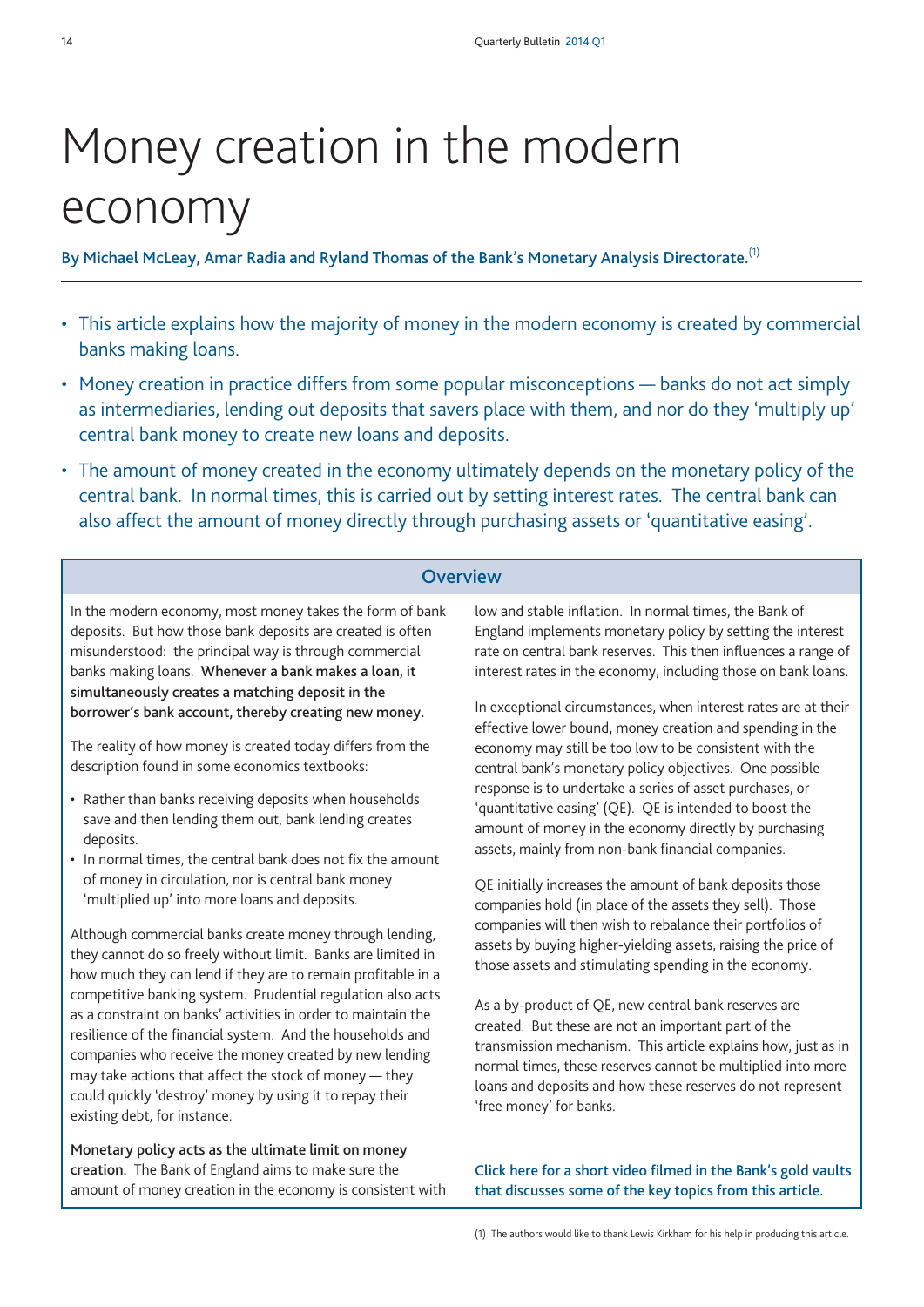# Money creation in the modern economy

**By Michael McLeay, Amar Radia and Ryland Thomas of the Bank's Monetary Analysis Directorate.**[1]

- This article explains how the majority of money in the modern economy is created by commercial banks making loans.
- Money creation in practice differs from some popular misconceptions — banks do not act simply as intermediaries, lending out deposits that savers place with them, and nor do they 'multiply up' central bank money to create new loans and deposits.
- The amount of money created in the economy ultimately depends on the monetary policy of the central bank. In normal times, this is carried out by setting interest rates. The central bank can also affect the amount of money directly through purchasing assets or 'quantitative easing'.

## Overview

In the modern economy, most money takes the form of bank deposits. But how those bank deposits are created is often misunderstood: the principal way is through commercial banks making loans. **Whenever a bank makes a loan, it simultaneously creates a matching deposit in the borrower's bank account, thereby creating new money.**

The reality of how money is created today differs from the description found in some economics textbooks:

- Rather than banks receiving deposits when households save and then lending them out, bank lending creates deposits.
- In normal times, the central bank does not fix the amount of money in circulation, nor is central bank money 'multiplied up' into more loans and deposits.

Although commercial banks create money through lending, they cannot do so freely without limit. Banks are limited in how much they can lend if they are to remain profitable in a competitive banking system. Prudential regulation also acts as a constraint on banks' activities in order to maintain the resilience of the financial system. And the households and companies who receive the money created by new lending may take actions that affect the stock of money — they could quickly 'destroy' money by using it to repay their existing debt, for instance.

**Monetary policy acts as the ultimate limit on money creation.** The Bank of England aims to make sure the amount of money creation in the economy is consistent with low and stable inflation. In normal times, the Bank of England implements monetary policy by setting the interest rate on central bank reserves. This then influences a range of interest rates in the economy, including those on bank loans.

In exceptional circumstances, when interest rates are at their effective lower bound, money creation and spending in the economy may still be too low to be consistent with the central bank's monetary policy objectives. One possible response is to undertake a series of asset purchases, or 'quantitative easing' (QE). QE is intended to boost the amount of money in the economy directly by purchasing assets, mainly from non-bank financial companies.

QE initially increases the amount of bank deposits those companies hold (in place of the assets they sell). Those companies will then wish to rebalance their portfolios of assets by buying higher-yielding assets, raising the price of those assets and stimulating spending in the economy.

As a by-product of QE, new central bank reserves are created. But these are not an important part of the transmission mechanism. This article explains how, just as in normal times, these reserves cannot be multiplied into more loans and deposits and how these reserves do not represent 'free money' for banks.

**Click here for a short video filmed in the Bank's gold vaults that discusses some of the key topics from this article.**

(1) The authors would like to thank Lewis Kirkham for his help in producing this article.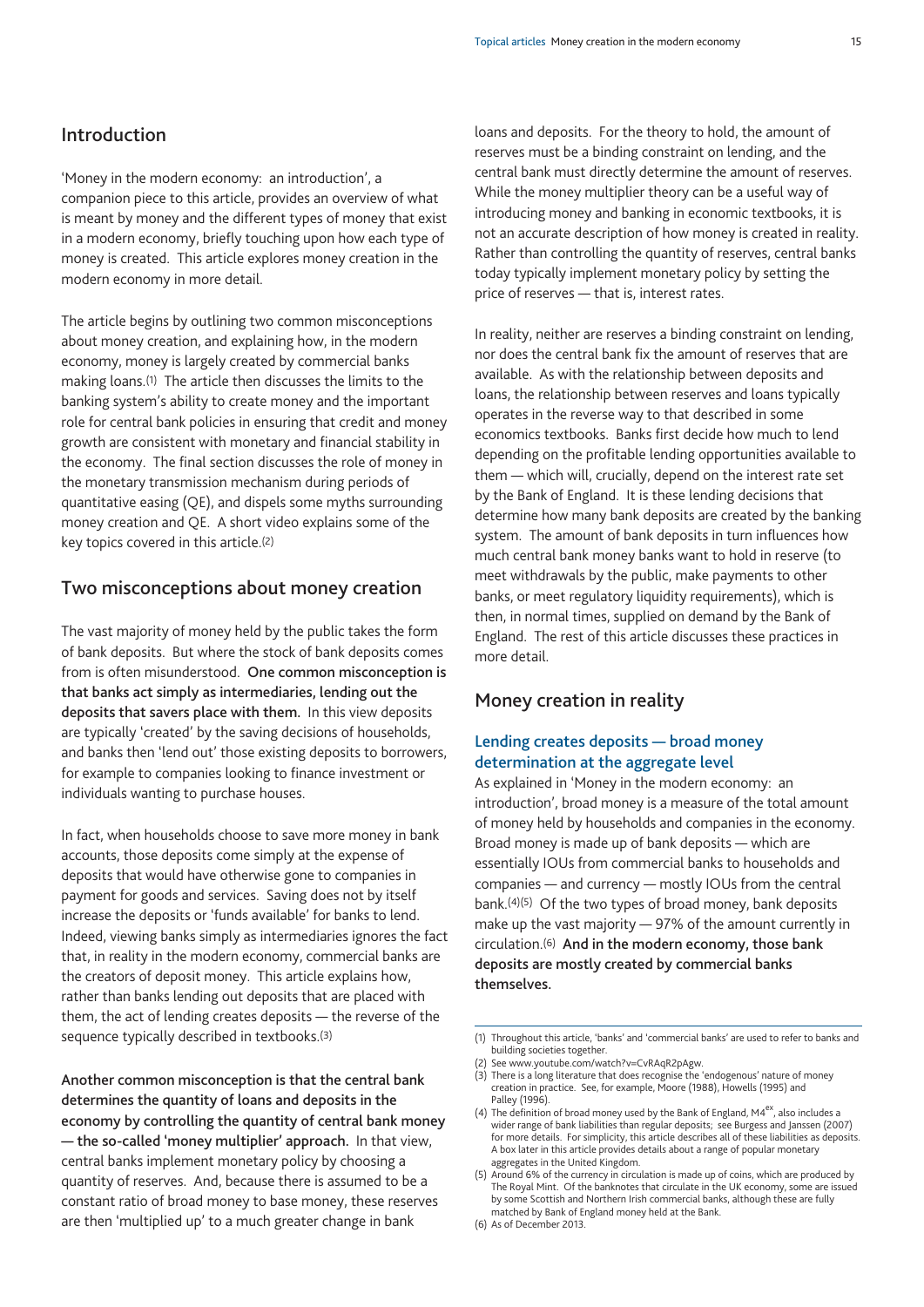## Introduction

'Money in the modern economy: an introduction', a companion piece to this article, provides an overview of what is meant by money and the different types of money that exist in a modern economy, briefly touching upon how each type of money is created. This article explores money creation in the modern economy in more detail.

The article begins by outlining two common misconceptions about money creation, and explaining how, in the modern economy, money is largely created by commercial banks making loans.[1] The article then discusses the limits to the banking system's ability to create money and the important role for central bank policies in ensuring that credit and money growth are consistent with monetary and financial stability in the economy. The final section discusses the role of money in the monetary transmission mechanism during periods of quantitative easing (QE), and dispels some myths surrounding money creation and QE. A short video explains some of the key topics covered in this article.[2]

## Two misconceptions about money creation

The vast majority of money held by the public takes the form of bank deposits. But where the stock of bank deposits comes from is often misunderstood. **One common misconception is that banks act simply as intermediaries, lending out the deposits that savers place with them.** In this view deposits are typically 'created' by the saving decisions of households, and banks then 'lend out' those existing deposits to borrowers, for example to companies looking to finance investment or individuals wanting to purchase houses.

In fact, when households choose to save more money in bank accounts, those deposits come simply at the expense of deposits that would have otherwise gone to companies in payment for goods and services. Saving does not by itself increase the deposits or 'funds available' for banks to lend. Indeed, viewing banks simply as intermediaries ignores the fact that, in reality in the modern economy, commercial banks are the creators of deposit money. This article explains how, rather than banks lending out deposits that are placed with them, the act of lending creates deposits — the reverse of the sequence typically described in textbooks.[3]

**Another common misconception is that the central bank determines the quantity of loans and deposits in the economy by controlling the quantity of central bank money — the so-called 'money multiplier' approach.** In that view, central banks implement monetary policy by choosing a quantity of reserves. And, because there is assumed to be a constant ratio of broad money to base money, these reserves are then 'multiplied up' to a much greater change in bank loans and deposits. For the theory to hold, the amount of reserves must be a binding constraint on lending, and the central bank must directly determine the amount of reserves. While the money multiplier theory can be a useful way of introducing money and banking in economic textbooks, it is not an accurate description of how money is created in reality. Rather than controlling the quantity of reserves, central banks today typically implement monetary policy by setting the price of reserves — that is, interest rates.

In reality, neither are reserves a binding constraint on lending, nor does the central bank fix the amount of reserves that are available. As with the relationship between deposits and loans, the relationship between reserves and loans typically operates in the reverse way to that described in some economics textbooks. Banks first decide how much to lend depending on the profitable lending opportunities available to them — which will, crucially, depend on the interest rate set by the Bank of England. It is these lending decisions that determine how many bank deposits are created by the banking system. The amount of bank deposits in turn influences how much central bank money banks want to hold in reserve (to meet withdrawals by the public, make payments to other banks, or meet regulatory liquidity requirements), which is then, in normal times, supplied on demand by the Bank of England. The rest of this article discusses these practices in more detail.

## Money creation in reality

### Lending creates deposits — broad money determination at the aggregate level

As explained in 'Money in the modern economy: an introduction', broad money is a measure of the total amount of money held by households and companies in the economy. Broad money is made up of bank deposits — which are essentially IOUs from commercial banks to households and companies — and currency — mostly IOUs from the central bank.[4][5] Of the two types of broad money, bank deposits make up the vast majority — 97% of the amount currently in circulation.[6] **And in the modern economy, those bank deposits are mostly created by commercial banks themselves.**

---

(1) Throughout this article, 'banks' and 'commercial banks' are used to refer to banks and building societies together.

(2) See www.youtube.com/watch?v=CvRAqR2pAgw.

(3) There is a long literature that does recognise the 'endogenous' nature of money creation in practice. See, for example, Moore (1988), Howells (1995) and Palley (1996).

(4) The definition of broad money used by the Bank of England, $M4^{ex}$, also includes a wider range of bank liabilities than regular deposits; see Burgess and Janssen (2007) for more details. For simplicity, this article describes all of these liabilities as deposits. A box later in this article provides details about a range of popular monetary aggregates in the United Kingdom.

(5) Around 6% of the currency in circulation is made up of coins, which are produced by The Royal Mint. Of the banknotes that circulate in the UK economy, some are issued by some Scottish and Northern Irish commercial banks, although these are fully matched by Bank of England money held at the Bank.

(6) As of December 2013.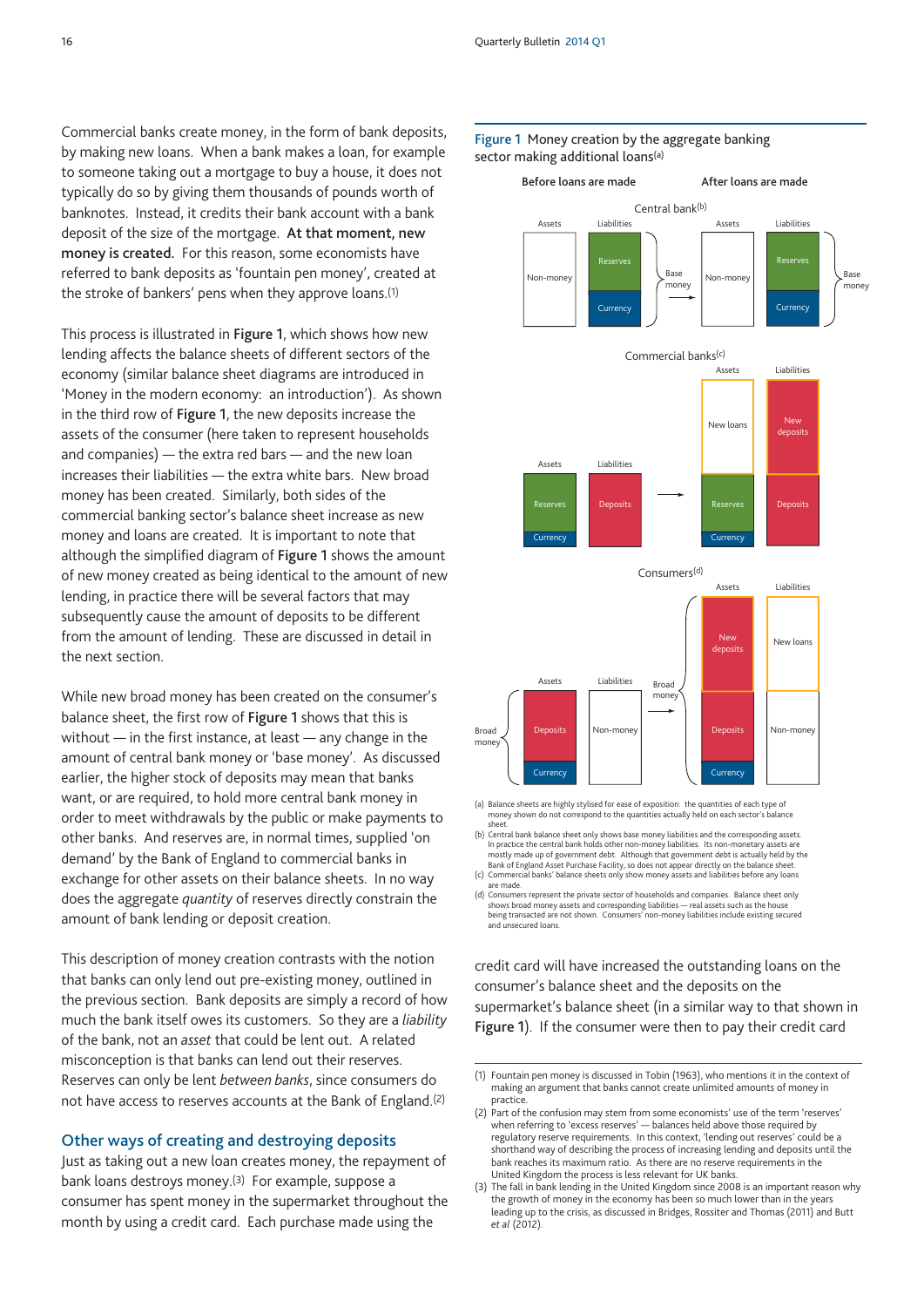Commercial banks create money, in the form of bank deposits, by making new loans. When a bank makes a loan, for example to someone taking out a mortgage to buy a house, it does not typically do so by giving them thousands of pounds worth of banknotes. Instead, it credits their bank account with a bank deposit of the size of the mortgage. **At that moment, new money is created.** For this reason, some economists have referred to bank deposits as 'fountain pen money', created at the stroke of bankers' pens when they approve loans.[1]

This process is illustrated in **Figure 1**, which shows how new lending affects the balance sheets of different sectors of the economy (similar balance sheet diagrams are introduced in 'Money in the modern economy: an introduction'). As shown in the third row of **Figure 1**, the new deposits increase the assets of the consumer (here taken to represent households and companies) — the extra red bars — and the new loan increases their liabilities — the extra white bars. New broad money has been created. Similarly, both sides of the commercial banking sector's balance sheet increase as new money and loans are created. It is important to note that although the simplified diagram of **Figure 1** shows the amount of new money created as being identical to the amount of new lending, in practice there will be several factors that may subsequently cause the amount of deposits to be different from the amount of lending. These are discussed in detail in the next section.

While new broad money has been created on the consumer's balance sheet, the first row of **Figure 1** shows that this is without — in the first instance, at least — any change in the amount of central bank money or 'base money'. As discussed earlier, the higher stock of deposits may mean that banks want, or are required, to hold more central bank money in order to meet withdrawals by the public or make payments to other banks. And reserves are, in normal times, supplied 'on demand' by the Bank of England to commercial banks in exchange for other assets on their balance sheets. In no way does the aggregate *quantity* of reserves directly constrain the amount of bank lending or deposit creation.

This description of money creation contrasts with the notion that banks can only lend out pre-existing money, outlined in the previous section. Bank deposits are simply a record of how much the bank itself owes its customers. So they are a *liability* of the bank, not an *asset* that could be lent out. A related misconception is that banks can lend out their reserves. Reserves can only be lent *between banks*, since consumers do not have access to reserves accounts at the Bank of England.[2]

## Other ways of creating and destroying deposits

Just as taking out a new loan creates money, the repayment of bank loans destroys money.[3] For example, suppose a consumer has spent money in the supermarket throughout the month by using a credit card. Each purchase made using the credit card will have increased the outstanding loans on the consumer's balance sheet and the deposits on the supermarket's balance sheet (in a similar way to that shown in **Figure 1**). If the consumer were then to pay their credit card

**Figure 1** Money creation by the aggregate banking sector making additional loans[(a)]

| | Before loans are made | | After loans are made | |
|---|---|---|---|---|
| | Assets | Liabilities | Assets | Liabilities |
| **Central bank[(b)]** | Non-money | Reserves; Currency (Base money) | Non-money | Reserves; Currency (Base money) |
| **Commercial banks[(c)]** | Reserves; Currency | Deposits | New loans; Reserves; Currency | New deposits; Deposits |
| **Consumers[(d)]** | Deposits; Currency (Broad money) | Non-money | New deposits; Deposits; Currency (Broad money) | New loans; Non-money |

(a) Balance sheets are highly stylised for ease of exposition: the quantities of each type of money shown do not correspond to the quantities actually held on each sector's balance sheet.
(b) Central bank balance sheet only shows base money liabilities and the corresponding assets. In practice the central bank holds other non-money liabilities. Its non-monetary assets are mostly made up of government debt. Although that government debt is actually held by the Bank of England Asset Purchase Facility, so does not appear directly on the balance sheet.
(c) Commercial banks' balance sheets only show money assets and liabilities before any loans are made.
(d) Consumers represent the private sector of households and companies. Balance sheet only shows broad money assets and corresponding liabilities — real assets such as the house being transacted are not shown. Consumers' non-money liabilities include existing secured and unsecured loans.

---

(1) Fountain pen money is discussed in Tobin (1963), who mentions it in the context of making an argument that banks cannot create unlimited amounts of money in practice.
(2) Part of the confusion may stem from some economists' use of the term 'reserves' when referring to 'excess reserves' — balances held above those required by regulatory reserve requirements. In this context, 'lending out reserves' could be a shorthand way of describing the process of increasing lending and deposits until the bank reaches its maximum ratio. As there are no reserve requirements in the United Kingdom the process is less relevant for UK banks.
(3) The fall in bank lending in the United Kingdom since 2008 is an important reason why the growth of money in the economy has been so much lower than in the years leading up to the crisis, as discussed in Bridges, Rossiter and Thomas (2011) and Butt *et al* (2012).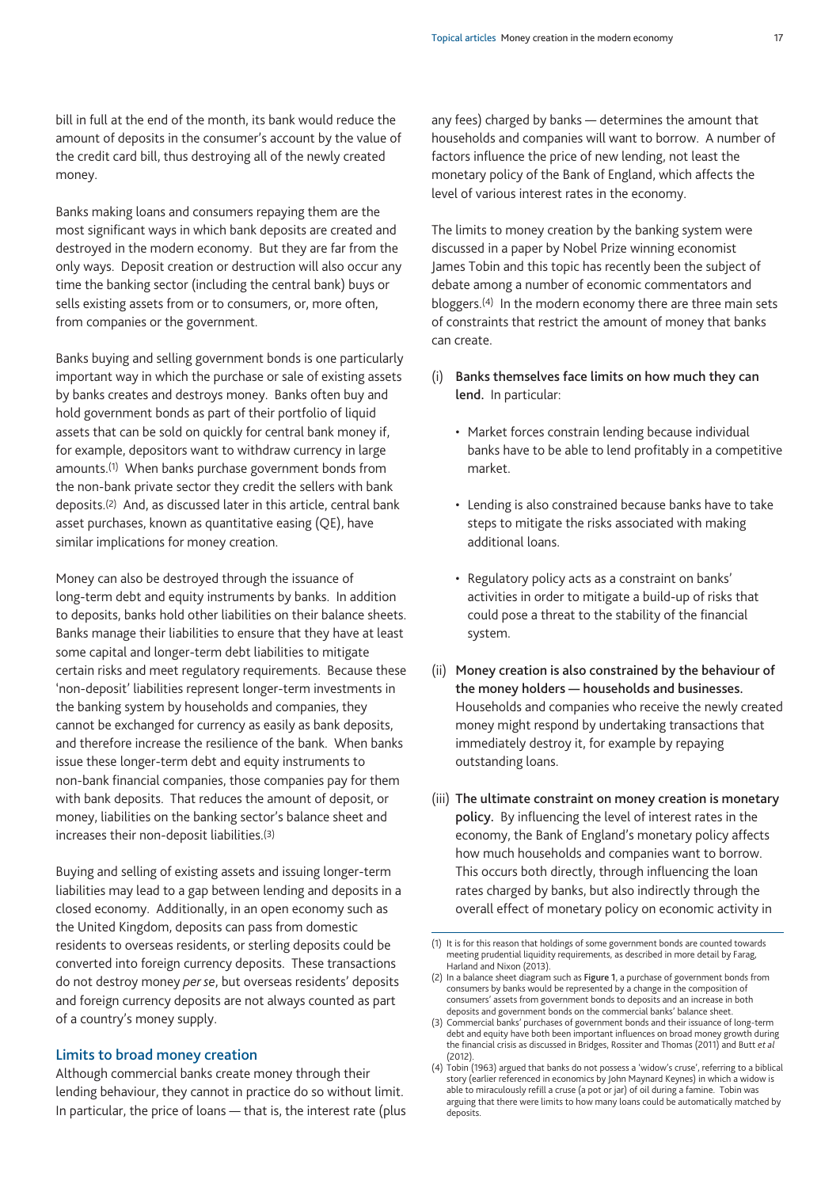bill in full at the end of the month, its bank would reduce the amount of deposits in the consumer's account by the value of the credit card bill, thus destroying all of the newly created money.

Banks making loans and consumers repaying them are the most significant ways in which bank deposits are created and destroyed in the modern economy. But they are far from the only ways. Deposit creation or destruction will also occur any time the banking sector (including the central bank) buys or sells existing assets from or to consumers, or, more often, from companies or the government.

Banks buying and selling government bonds is one particularly important way in which the purchase or sale of existing assets by banks creates and destroys money. Banks often buy and hold government bonds as part of their portfolio of liquid assets that can be sold on quickly for central bank money if, for example, depositors want to withdraw currency in large amounts.[1] When banks purchase government bonds from the non-bank private sector they credit the sellers with bank deposits.[2] And, as discussed later in this article, central bank asset purchases, known as quantitative easing (QE), have similar implications for money creation.

Money can also be destroyed through the issuance of long-term debt and equity instruments by banks. In addition to deposits, banks hold other liabilities on their balance sheets. Banks manage their liabilities to ensure that they have at least some capital and longer-term debt liabilities to mitigate certain risks and meet regulatory requirements. Because these 'non-deposit' liabilities represent longer-term investments in the banking system by households and companies, they cannot be exchanged for currency as easily as bank deposits, and therefore increase the resilience of the bank. When banks issue these longer-term debt and equity instruments to non-bank financial companies, those companies pay for them with bank deposits. That reduces the amount of deposit, or money, liabilities on the banking sector's balance sheet and increases their non-deposit liabilities.[3]

Buying and selling of existing assets and issuing longer-term liabilities may lead to a gap between lending and deposits in a closed economy. Additionally, in an open economy such as the United Kingdom, deposits can pass from domestic residents to overseas residents, or sterling deposits could be converted into foreign currency deposits. These transactions do not destroy money *per se*, but overseas residents' deposits and foreign currency deposits are not always counted as part of a country's money supply.

## Limits to broad money creation

Although commercial banks create money through their lending behaviour, they cannot in practice do so without limit. In particular, the price of loans — that is, the interest rate (plus any fees) charged by banks — determines the amount that households and companies will want to borrow. A number of factors influence the price of new lending, not least the monetary policy of the Bank of England, which affects the level of various interest rates in the economy.

The limits to money creation by the banking system were discussed in a paper by Nobel Prize winning economist James Tobin and this topic has recently been the subject of debate among a number of economic commentators and bloggers.[4] In the modern economy there are three main sets of constraints that restrict the amount of money that banks can create.

(i) **Banks themselves face limits on how much they can lend.** In particular:

- Market forces constrain lending because individual banks have to be able to lend profitably in a competitive market.
- Lending is also constrained because banks have to take steps to mitigate the risks associated with making additional loans.
- Regulatory policy acts as a constraint on banks' activities in order to mitigate a build-up of risks that could pose a threat to the stability of the financial system.

(ii) **Money creation is also constrained by the behaviour of the money holders — households and businesses.** Households and companies who receive the newly created money might respond by undertaking transactions that immediately destroy it, for example by repaying outstanding loans.

(iii) **The ultimate constraint on money creation is monetary policy.** By influencing the level of interest rates in the economy, the Bank of England's monetary policy affects how much households and companies want to borrow. This occurs both directly, through influencing the loan rates charged by banks, but also indirectly through the overall effect of monetary policy on economic activity in

---

(1) It is for this reason that holdings of some government bonds are counted towards meeting prudential liquidity requirements, as described in more detail by Farag, Harland and Nixon (2013).

(2) In a balance sheet diagram such as **Figure 1**, a purchase of government bonds from consumers by banks would be represented by a change in the composition of consumers' assets from government bonds to deposits and an increase in both deposits and government bonds on the commercial banks' balance sheet.

(3) Commercial banks' purchases of government bonds and their issuance of long-term debt and equity have both been important influences on broad money growth during the financial crisis as discussed in Bridges, Rossiter and Thomas (2011) and Butt *et al* (2012).

(4) Tobin (1963) argued that banks do not possess a 'widow's cruse', referring to a biblical story (earlier referenced in economics by John Maynard Keynes) in which a widow is able to miraculously refill a cruse (a pot or jar) of oil during a famine. Tobin was arguing that there were limits to how many loans could be automatically matched by deposits.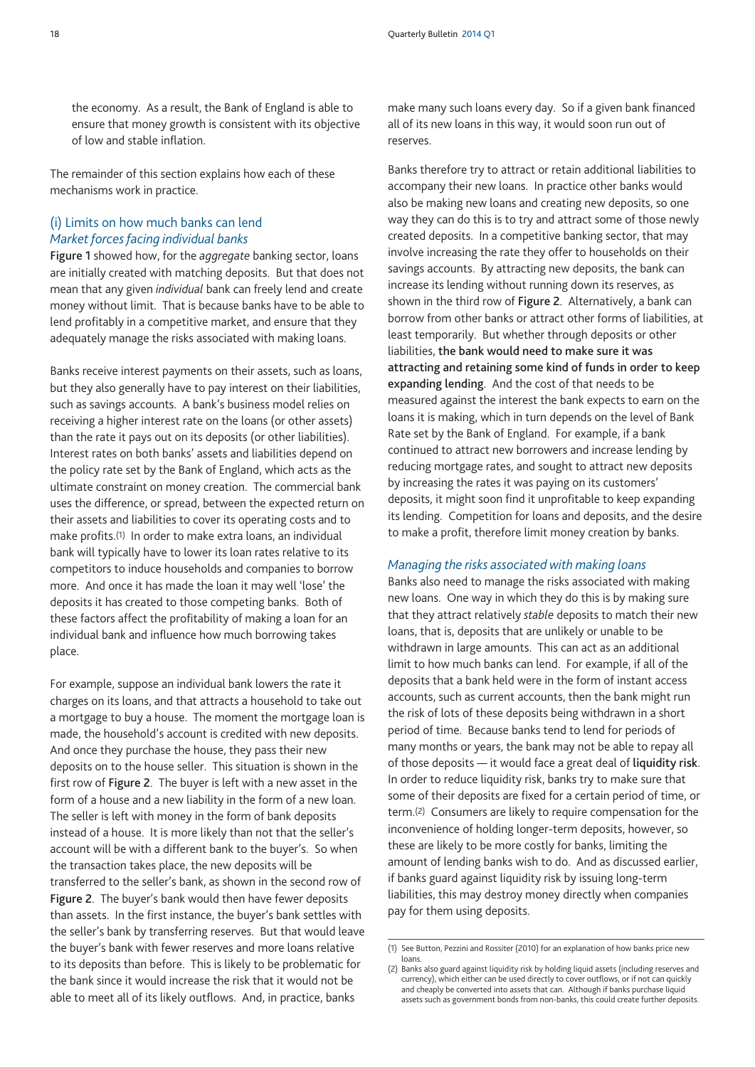the economy. As a result, the Bank of England is able to ensure that money growth is consistent with its objective of low and stable inflation.

The remainder of this section explains how each of these mechanisms work in practice.

## (i) Limits on how much banks can lend

### *Market forces facing individual banks*

**Figure 1** showed how, for the *aggregate* banking sector, loans are initially created with matching deposits. But that does not mean that any given *individual* bank can freely lend and create money without limit. That is because banks have to be able to lend profitably in a competitive market, and ensure that they adequately manage the risks associated with making loans.

Banks receive interest payments on their assets, such as loans, but they also generally have to pay interest on their liabilities, such as savings accounts. A bank's business model relies on receiving a higher interest rate on the loans (or other assets) than the rate it pays out on its deposits (or other liabilities). Interest rates on both banks' assets and liabilities depend on the policy rate set by the Bank of England, which acts as the ultimate constraint on money creation. The commercial bank uses the difference, or spread, between the expected return on their assets and liabilities to cover its operating costs and to make profits.(1) In order to make extra loans, an individual bank will typically have to lower its loan rates relative to its competitors to induce households and companies to borrow more. And once it has made the loan it may well 'lose' the deposits it has created to those competing banks. Both of these factors affect the profitability of making a loan for an individual bank and influence how much borrowing takes place.

For example, suppose an individual bank lowers the rate it charges on its loans, and that attracts a household to take out a mortgage to buy a house. The moment the mortgage loan is made, the household's account is credited with new deposits. And once they purchase the house, they pass their new deposits on to the house seller. This situation is shown in the first row of **Figure 2**. The buyer is left with a new asset in the form of a house and a new liability in the form of a new loan. The seller is left with money in the form of bank deposits instead of a house. It is more likely than not that the seller's account will be with a different bank to the buyer's. So when the transaction takes place, the new deposits will be transferred to the seller's bank, as shown in the second row of **Figure 2**. The buyer's bank would then have fewer deposits than assets. In the first instance, the buyer's bank settles with the seller's bank by transferring reserves. But that would leave the buyer's bank with fewer reserves and more loans relative to its deposits than before. This is likely to be problematic for the bank since it would increase the risk that it would not be able to meet all of its likely outflows. And, in practice, banks make many such loans every day. So if a given bank financed all of its new loans in this way, it would soon run out of reserves.

Banks therefore try to attract or retain additional liabilities to accompany their new loans. In practice other banks would also be making new loans and creating new deposits, so one way they can do this is to try and attract some of those newly created deposits. In a competitive banking sector, that may involve increasing the rate they offer to households on their savings accounts. By attracting new deposits, the bank can increase its lending without running down its reserves, as shown in the third row of **Figure 2**. Alternatively, a bank can borrow from other banks or attract other forms of liabilities, at least temporarily. But whether through deposits or other liabilities, **the bank would need to make sure it was attracting and retaining some kind of funds in order to keep expanding lending**. And the cost of that needs to be measured against the interest the bank expects to earn on the loans it is making, which in turn depends on the level of Bank Rate set by the Bank of England. For example, if a bank continued to attract new borrowers and increase lending by reducing mortgage rates, and sought to attract new deposits by increasing the rates it was paying on its customers' deposits, it might soon find it unprofitable to keep expanding its lending. Competition for loans and deposits, and the desire to make a profit, therefore limit money creation by banks.

### *Managing the risks associated with making loans*

Banks also need to manage the risks associated with making new loans. One way in which they do this is by making sure that they attract relatively *stable* deposits to match their new loans, that is, deposits that are unlikely or unable to be withdrawn in large amounts. This can act as an additional limit to how much banks can lend. For example, if all of the deposits that a bank held were in the form of instant access accounts, such as current accounts, then the bank might run the risk of lots of these deposits being withdrawn in a short period of time. Because banks tend to lend for periods of many months or years, the bank may not be able to repay all of those deposits — it would face a great deal of **liquidity risk**. In order to reduce liquidity risk, banks try to make sure that some of their deposits are fixed for a certain period of time, or term.(2) Consumers are likely to require compensation for the inconvenience of holding longer-term deposits, however, so these are likely to be more costly for banks, limiting the amount of lending banks wish to do. And as discussed earlier, if banks guard against liquidity risk by issuing long-term liabilities, this may destroy money directly when companies pay for them using deposits.

---

(1) See Button, Pezzini and Rossiter (2010) for an explanation of how banks price new loans.

(2) Banks also guard against liquidity risk by holding liquid assets (including reserves and currency), which either can be used directly to cover outflows, or if not can quickly and cheaply be converted into assets that can. Although if banks purchase liquid assets such as government bonds from non-banks, this could create further deposits.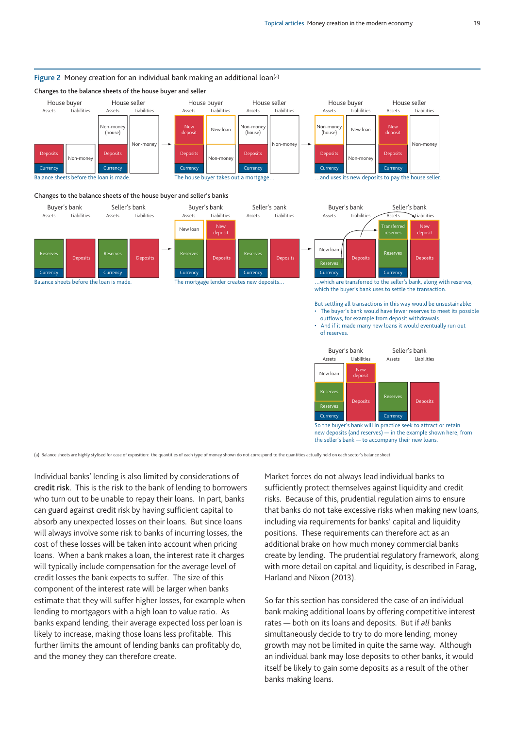## Figure 2 Money creation for an individual bank making an additional loan[(a)]

### Changes to the balance sheets of the house buyer and seller

Balance sheets before the loan is made.

The house buyer takes out a mortgage...

...and uses its new deposits to pay the house seller.

### Changes to the balance sheets of the house buyer and seller's banks

Balance sheets before the loan is made.

The mortgage lender creates new deposits...

...which are transferred to the seller's bank, along with reserves, which the buyer's bank uses to settle the transaction.

But settling all transactions in this way would be unsustainable:

- The buyer's bank would have fewer reserves to meet its possible outflows, for example from deposit withdrawals.
- And if it made many new loans it would eventually run out of reserves.

So the buyer's bank will in practice seek to attract or retain new deposits (and reserves) — in the example shown here, from the seller's bank — to accompany their new loans.

(a) Balance sheets are highly stylised for ease of exposition: the quantities of each type of money shown do not correspond to the quantities actually held on each sector's balance sheet.

Individual banks' lending is also limited by considerations of **credit risk**. This is the risk to the bank of lending to borrowers who turn out to be unable to repay their loans. In part, banks can guard against credit risk by having sufficient capital to absorb any unexpected losses on their loans. But since loans will always involve some risk to banks of incurring losses, the cost of these losses will be taken into account when pricing loans. When a bank makes a loan, the interest rate it charges will typically include compensation for the average level of credit losses the bank expects to suffer. The size of this component of the interest rate will be larger when banks estimate that they will suffer higher losses, for example when lending to mortgagors with a high loan to value ratio. As banks expand lending, their average expected loss per loan is likely to increase, making those loans less profitable. This further limits the amount of lending banks can profitably do, and the money they can therefore create.

Market forces do not always lead individual banks to sufficiently protect themselves against liquidity and credit risks. Because of this, prudential regulation aims to ensure that banks do not take excessive risks when making new loans, including via requirements for banks' capital and liquidity positions. These requirements can therefore act as an additional brake on how much money commercial banks create by lending. The prudential regulatory framework, along with more detail on capital and liquidity, is described in Farag, Harland and Nixon (2013).

So far this section has considered the case of an individual bank making additional loans by offering competitive interest rates — both on its loans and deposits. But if *all* banks simultaneously decide to try to do more lending, money growth may not be limited in quite the same way. Although an individual bank may lose deposits to other banks, it would itself be likely to gain some deposits as a result of the other banks making loans.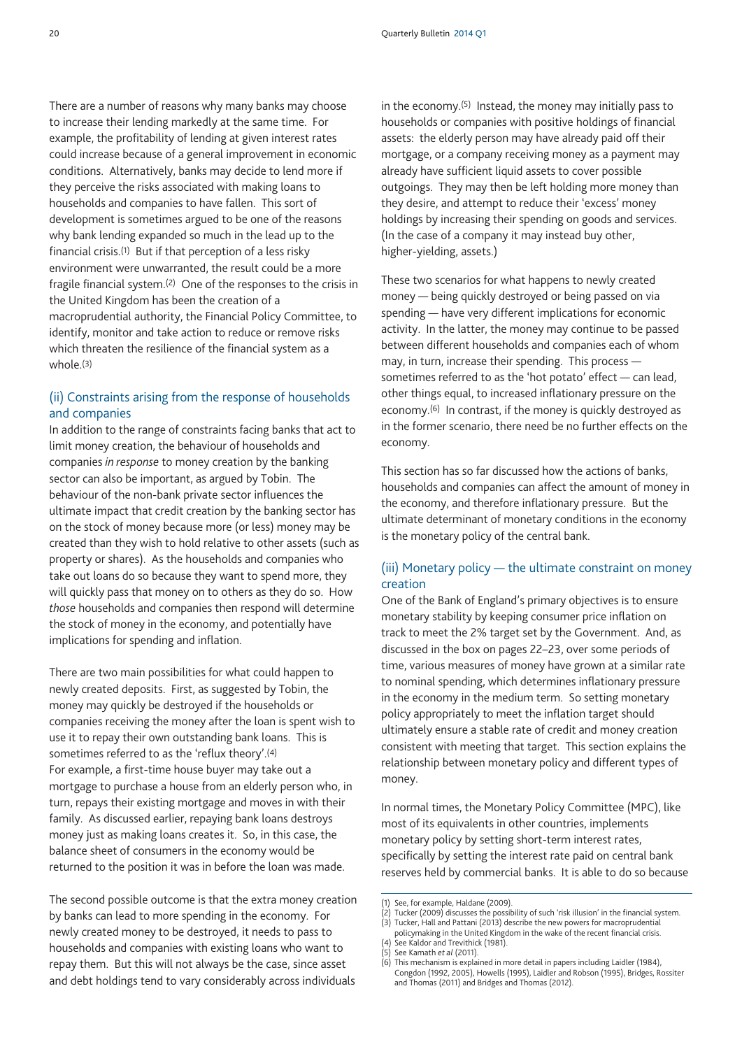There are a number of reasons why many banks may choose to increase their lending markedly at the same time. For example, the profitability of lending at given interest rates could increase because of a general improvement in economic conditions. Alternatively, banks may decide to lend more if they perceive the risks associated with making loans to households and companies to have fallen. This sort of development is sometimes argued to be one of the reasons why bank lending expanded so much in the lead up to the financial crisis.[1] But if that perception of a less risky environment were unwarranted, the result could be a more fragile financial system.[2] One of the responses to the crisis in the United Kingdom has been the creation of a macroprudential authority, the Financial Policy Committee, to identify, monitor and take action to reduce or remove risks which threaten the resilience of the financial system as a whole.[3]

### (ii) Constraints arising from the response of households and companies

In addition to the range of constraints facing banks that act to limit money creation, the behaviour of households and companies *in response* to money creation by the banking sector can also be important, as argued by Tobin. The behaviour of the non-bank private sector influences the ultimate impact that credit creation by the banking sector has on the stock of money because more (or less) money may be created than they wish to hold relative to other assets (such as property or shares). As the households and companies who take out loans do so because they want to spend more, they will quickly pass that money on to others as they do so. How *those* households and companies then respond will determine the stock of money in the economy, and potentially have implications for spending and inflation.

There are two main possibilities for what could happen to newly created deposits. First, as suggested by Tobin, the money may quickly be destroyed if the households or companies receiving the money after the loan is spent wish to use it to repay their own outstanding bank loans. This is sometimes referred to as the 'reflux theory'.[4] For example, a first-time house buyer may take out a mortgage to purchase a house from an elderly person who, in turn, repays their existing mortgage and moves in with their family. As discussed earlier, repaying bank loans destroys money just as making loans creates it. So, in this case, the balance sheet of consumers in the economy would be returned to the position it was in before the loan was made.

The second possible outcome is that the extra money creation by banks can lead to more spending in the economy. For newly created money to be destroyed, it needs to pass to households and companies with existing loans who want to repay them. But this will not always be the case, since asset and debt holdings tend to vary considerably across individuals in the economy.[5] Instead, the money may initially pass to households or companies with positive holdings of financial assets: the elderly person may have already paid off their mortgage, or a company receiving money as a payment may already have sufficient liquid assets to cover possible outgoings. They may then be left holding more money than they desire, and attempt to reduce their 'excess' money holdings by increasing their spending on goods and services. (In the case of a company it may instead buy other, higher-yielding, assets.)

These two scenarios for what happens to newly created money — being quickly destroyed or being passed on via spending — have very different implications for economic activity. In the latter, the money may continue to be passed between different households and companies each of whom may, in turn, increase their spending. This process — sometimes referred to as the 'hot potato' effect — can lead, other things equal, to increased inflationary pressure on the economy.[6] In contrast, if the money is quickly destroyed as in the former scenario, there need be no further effects on the economy.

This section has so far discussed how the actions of banks, households and companies can affect the amount of money in the economy, and therefore inflationary pressure. But the ultimate determinant of monetary conditions in the economy is the monetary policy of the central bank.

### (iii) Monetary policy — the ultimate constraint on money creation

One of the Bank of England's primary objectives is to ensure monetary stability by keeping consumer price inflation on track to meet the 2% target set by the Government. And, as discussed in the box on pages 22–23, over some periods of time, various measures of money have grown at a similar rate to nominal spending, which determines inflationary pressure in the economy in the medium term. So setting monetary policy appropriately to meet the inflation target should ultimately ensure a stable rate of credit and money creation consistent with meeting that target. This section explains the relationship between monetary policy and different types of money.

In normal times, the Monetary Policy Committee (MPC), like most of its equivalents in other countries, implements monetary policy by setting short-term interest rates, specifically by setting the interest rate paid on central bank reserves held by commercial banks. It is able to do so because

(1) See, for example, Haldane (2009).
(2) Tucker (2009) discusses the possibility of such 'risk illusion' in the financial system.
(3) Tucker, Hall and Pattani (2013) describe the new powers for macroprudential policymaking in the United Kingdom in the wake of the recent financial crisis.
(4) See Kaldor and Trevithick (1981).
(5) See Kamath *et al* (2011).
(6) This mechanism is explained in more detail in papers including Laidler (1984), Congdon (1992, 2005), Howells (1995), Laidler and Robson (1995), Bridges, Rossiter and Thomas (2011) and Bridges and Thomas (2012).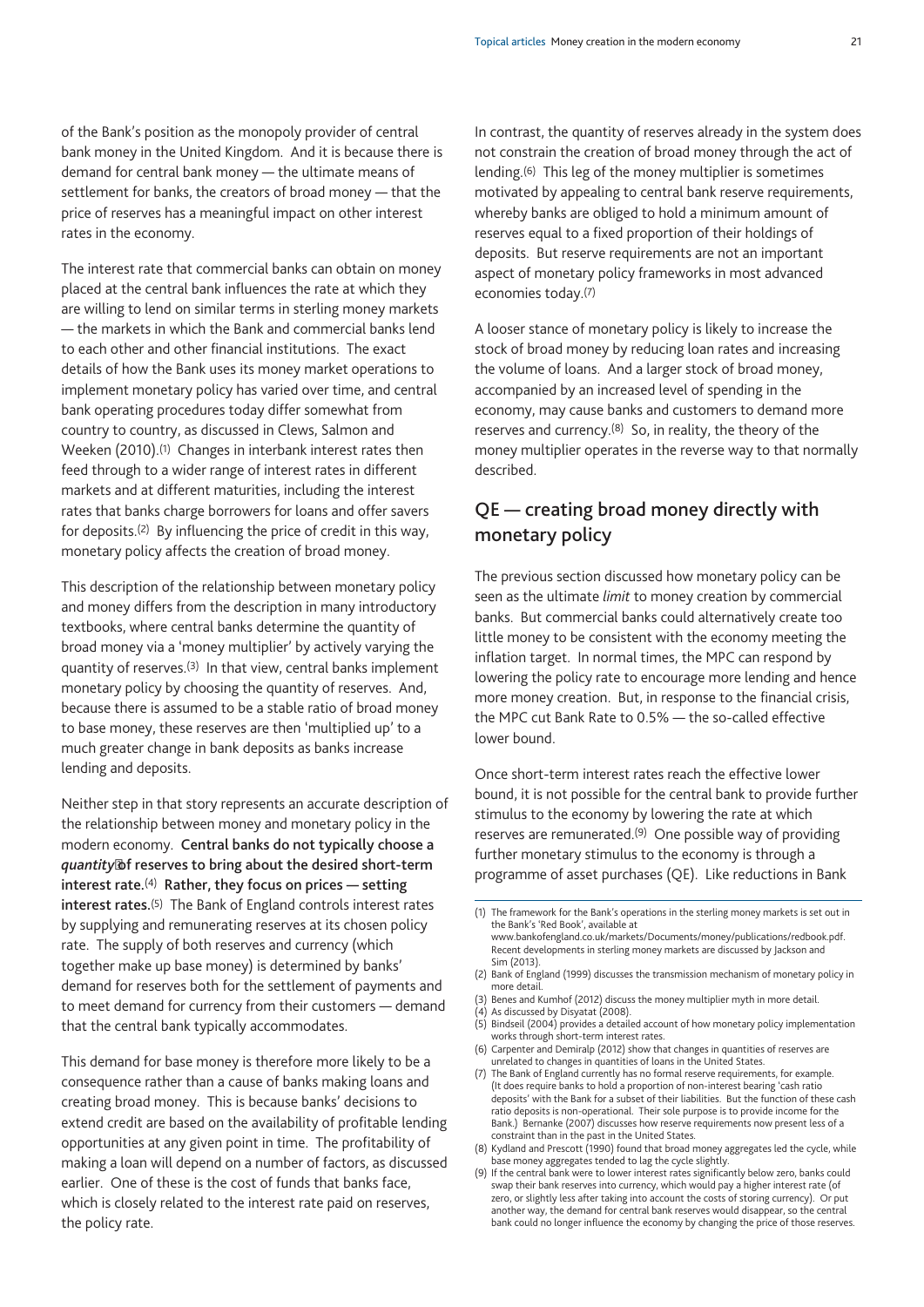of the Bank's position as the monopoly provider of central bank money in the United Kingdom. And it is because there is demand for central bank money — the ultimate means of settlement for banks, the creators of broad money — that the price of reserves has a meaningful impact on other interest rates in the economy.

The interest rate that commercial banks can obtain on money placed at the central bank influences the rate at which they are willing to lend on similar terms in sterling money markets — the markets in which the Bank and commercial banks lend to each other and other financial institutions. The exact details of how the Bank uses its money market operations to implement monetary policy has varied over time, and central bank operating procedures today differ somewhat from country to country, as discussed in Clews, Salmon and Weeken (2010).[1] Changes in interbank interest rates then feed through to a wider range of interest rates in different markets and at different maturities, including the interest rates that banks charge borrowers for loans and offer savers for deposits.[2] By influencing the price of credit in this way, monetary policy affects the creation of broad money.

This description of the relationship between monetary policy and money differs from the description in many introductory textbooks, where central banks determine the quantity of broad money via a 'money multiplier' by actively varying the quantity of reserves.[3] In that view, central banks implement monetary policy by choosing the quantity of reserves. And, because there is assumed to be a stable ratio of broad money to base money, these reserves are then 'multiplied up' to a much greater change in bank deposits as banks increase lending and deposits.

Neither step in that story represents an accurate description of the relationship between money and monetary policy in the modern economy. **Central banks do not typically choose a *quantity* of reserves to bring about the desired short-term interest rate.**[4] **Rather, they focus on prices — setting interest rates.**[5] The Bank of England controls interest rates by supplying and remunerating reserves at its chosen policy rate. The supply of both reserves and currency (which together make up base money) is determined by banks' demand for reserves both for the settlement of payments and to meet demand for currency from their customers — demand that the central bank typically accommodates.

This demand for base money is therefore more likely to be a consequence rather than a cause of banks making loans and creating broad money. This is because banks' decisions to extend credit are based on the availability of profitable lending opportunities at any given point in time. The profitability of making a loan will depend on a number of factors, as discussed earlier. One of these is the cost of funds that banks face, which is closely related to the interest rate paid on reserves, the policy rate.

In contrast, the quantity of reserves already in the system does not constrain the creation of broad money through the act of lending.[6] This leg of the money multiplier is sometimes motivated by appealing to central bank reserve requirements, whereby banks are obliged to hold a minimum amount of reserves equal to a fixed proportion of their holdings of deposits. But reserve requirements are not an important aspect of monetary policy frameworks in most advanced economies today.[7]

A looser stance of monetary policy is likely to increase the stock of broad money by reducing loan rates and increasing the volume of loans. And a larger stock of broad money, accompanied by an increased level of spending in the economy, may cause banks and customers to demand more reserves and currency.[8] So, in reality, the theory of the money multiplier operates in the reverse way to that normally described.

## QE — creating broad money directly with monetary policy

The previous section discussed how monetary policy can be seen as the ultimate *limit* to money creation by commercial banks. But commercial banks could alternatively create too little money to be consistent with the economy meeting the inflation target. In normal times, the MPC can respond by lowering the policy rate to encourage more lending and hence more money creation. But, in response to the financial crisis, the MPC cut Bank Rate to 0.5% — the so-called effective lower bound.

Once short-term interest rates reach the effective lower bound, it is not possible for the central bank to provide further stimulus to the economy by lowering the rate at which reserves are remunerated.[9] One possible way of providing further monetary stimulus to the economy is through a programme of asset purchases (QE). Like reductions in Bank

(1) The framework for the Bank's operations in the sterling money markets is set out in the Bank's 'Red Book', available at www.bankofengland.co.uk/markets/Documents/money/publications/redbook.pdf. Recent developments in sterling money markets are discussed by Jackson and Sim (2013).
(2) Bank of England (1999) discusses the transmission mechanism of monetary policy in more detail.
(3) Benes and Kumhof (2012) discuss the money multiplier myth in more detail.
(4) As discussed by Disyatat (2008).
(5) Bindseil (2004) provides a detailed account of how monetary policy implementation works through short-term interest rates.
(6) Carpenter and Demiralp (2012) show that changes in quantities of reserves are unrelated to changes in quantities of loans in the United States.
(7) The Bank of England currently has no formal reserve requirements, for example. (It does require banks to hold a proportion of non-interest bearing 'cash ratio deposits' with the Bank for a subset of their liabilities. But the function of these cash ratio deposits is non-operational. Their sole purpose is to provide income for the Bank.) Bernanke (2007) discusses how reserve requirements now present less of a constraint than in the past in the United States.
(8) Kydland and Prescott (1990) found that broad money aggregates led the cycle, while base money aggregates tended to lag the cycle slightly.
(9) If the central bank were to lower interest rates significantly below zero, banks could swap their bank reserves into currency, which would pay a higher interest rate (of zero, or slightly less after taking into account the costs of storing currency). Or put another way, the demand for central bank reserves would disappear, so the central bank could no longer influence the economy by changing the price of those reserves.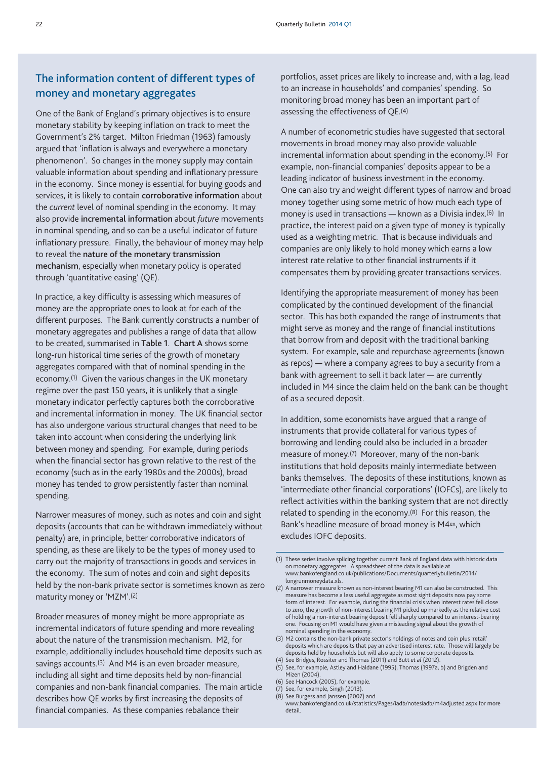## The information content of different types of money and monetary aggregates

One of the Bank of England's primary objectives is to ensure monetary stability by keeping inflation on track to meet the Government's 2% target. Milton Friedman (1963) famously argued that 'inflation is always and everywhere a monetary phenomenon'. So changes in the money supply may contain valuable information about spending and inflationary pressure in the economy. Since money is essential for buying goods and services, it is likely to contain **corroborative information** about the *current* level of nominal spending in the economy. It may also provide **incremental information** about *future* movements in nominal spending, and so can be a useful indicator of future inflationary pressure. Finally, the behaviour of money may help to reveal the **nature of the monetary transmission mechanism**, especially when monetary policy is operated through 'quantitative easing' (QE).

In practice, a key difficulty is assessing which measures of money are the appropriate ones to look at for each of the different purposes. The Bank currently constructs a number of monetary aggregates and publishes a range of data that allow to be created, summarised in **Table 1**. **Chart A** shows some long-run historical time series of the growth of monetary aggregates compared with that of nominal spending in the economy.[1] Given the various changes in the UK monetary regime over the past 150 years, it is unlikely that a single monetary indicator perfectly captures both the corroborative and incremental information in money. The UK financial sector has also undergone various structural changes that need to be taken into account when considering the underlying link between money and spending. For example, during periods when the financial sector has grown relative to the rest of the economy (such as in the early 1980s and the 2000s), broad money has tended to grow persistently faster than nominal spending.

Narrower measures of money, such as notes and coin and sight deposits (accounts that can be withdrawn immediately without penalty) are, in principle, better corroborative indicators of spending, as these are likely to be the types of money used to carry out the majority of transactions in goods and services in the economy. The sum of notes and coin and sight deposits held by the non-bank private sector is sometimes known as zero maturity money or 'MZM'.[2]

Broader measures of money might be more appropriate as incremental indicators of future spending and more revealing about the nature of the transmission mechanism. M2, for example, additionally includes household time deposits such as savings accounts.[3] And M4 is an even broader measure, including all sight and time deposits held by non-financial companies and non-bank financial companies. The main article describes how QE works by first increasing the deposits of financial companies. As these companies rebalance their portfolios, asset prices are likely to increase and, with a lag, lead to an increase in households' and companies' spending. So monitoring broad money has been an important part of assessing the effectiveness of QE.[4]

A number of econometric studies have suggested that sectoral movements in broad money may also provide valuable incremental information about spending in the economy.[5] For example, non-financial companies' deposits appear to be a leading indicator of business investment in the economy. One can also try and weight different types of narrow and broad money together using some metric of how much each type of money is used in transactions — known as a Divisia index.[6] In practice, the interest paid on a given type of money is typically used as a weighting metric. That is because individuals and companies are only likely to hold money which earns a low interest rate relative to other financial instruments if it compensates them by providing greater transactions services.

Identifying the appropriate measurement of money has been complicated by the continued development of the financial sector. This has both expanded the range of instruments that might serve as money and the range of financial institutions that borrow from and deposit with the traditional banking system. For example, sale and repurchase agreements (known as repos) — where a company agrees to buy a security from a bank with agreement to sell it back later — are currently included in M4 since the claim held on the bank can be thought of as a secured deposit.

In addition, some economists have argued that a range of instruments that provide collateral for various types of borrowing and lending could also be included in a broader measure of money.[7] Moreover, many of the non-bank institutions that hold deposits mainly intermediate between banks themselves. The deposits of these institutions, known as 'intermediate other financial corporations' (IOFCs), are likely to reflect activities within the banking system that are not directly related to spending in the economy.[8] For this reason, the Bank's headline measure of broad money is M4ex, which excludes IOFC deposits.

(1) These series involve splicing together current Bank of England data with historic data on monetary aggregates. A spreadsheet of the data is available at www.bankofengland.co.uk/publications/Documents/quarterlybulletin/2014/longrunmoneydata.xls.
(2) A narrower measure known as non-interest bearing M1 can also be constructed. This measure has become a less useful aggregate as most sight deposits now pay some form of interest. For example, during the financial crisis when interest rates fell close to zero, the growth of non-interest bearing M1 picked up markedly as the relative cost of holding a non-interest bearing deposit fell sharply compared to an interest-bearing one. Focusing on M1 would have given a misleading signal about the growth of nominal spending in the economy.
(3) M2 contains the non-bank private sector's holdings of notes and coin plus 'retail' deposits which are deposits that pay an advertised interest rate. Those will largely be deposits held by households but will also apply to some corporate deposits.
(4) See Bridges, Rossiter and Thomas (2011) and Butt *et al* (2012).
(5) See, for example, Astley and Haldane (1995), Thomas (1997a, b) and Brigden and Mizen (2004).
(6) See Hancock (2005), for example.
(7) See, for example, Singh (2013).
(8) See Burgess and Janssen (2007) and www.bankofengland.co.uk/statistics/Pages/iadb/notesiadb/m4adjusted.aspx for more detail.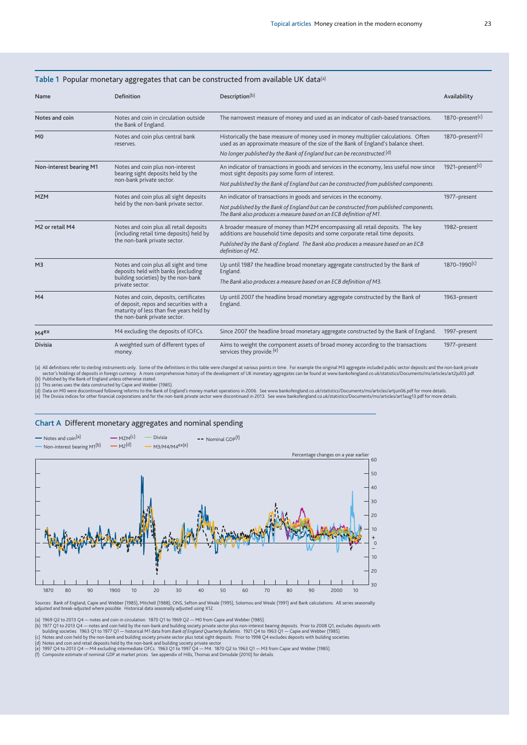## Table 1 Popular monetary aggregates that can be constructed from available UK data[(a)]

| Name | Definition | Description[(b)] | Availability |
|---|---|---|---|
| **Notes and coin** | Notes and coin in circulation outside the Bank of England. | The narrowest measure of money and used as an indicator of cash-based transactions. | 1870–present[(c)] |
| **M0** | Notes and coin plus central bank reserves. | Historically the base measure of money used in money multiplier calculations. Often used as an approximate measure of the size of the Bank of England's balance sheet. *No longer published by the Bank of England but can be reconstructed.*[(d)] | 1870–present[(c)] |
| **Non-interest bearing M1** | Notes and coin plus non-interest bearing sight deposits held by the non-bank private sector. | An indicator of transactions in goods and services in the economy, less useful now since most sight deposits pay some form of interest. *Not published by the Bank of England but can be constructed from published components.* | 1921–present[(c)] |
| **MZM** | Notes and coin plus all sight deposits held by the non-bank private sector. | An indicator of transactions in goods and services in the economy. *Not published by the Bank of England but can be constructed from published components. The Bank also produces a measure based on an ECB definition of M1.* | 1977–present |
| **M2 or retail M4** | Notes and coin plus all retail deposits (including retail time deposits) held by the non-bank private sector. | A broader measure of money than MZM encompassing all retail deposits. The key additions are household time deposits and some corporate retail time deposits. *Published by the Bank of England. The Bank also produces a measure based on an ECB definition of M2.* | 1982–present |
| **M3** | Notes and coin plus all sight and time deposits held with banks (excluding building societies) by the non-bank private sector. | Up until 1987 the headline broad monetary aggregate constructed by the Bank of England. *The Bank also produces a measure based on an ECB definition of M3.* | 1870–1990[(c)] |
| **M4** | Notes and coin, deposits, certificates of deposit, repos and securities with a maturity of less than five years held by the non-bank private sector. | Up until 2007 the headline broad monetary aggregate constructed by the Bank of England. | 1963–present |
| **M4ex** | M4 excluding the deposits of IOFCs. | Since 2007 the headline broad monetary aggregate constructed by the Bank of England. | 1997–present |
| **Divisia** | A weighted sum of different types of money. | Aims to weight the component assets of broad money according to the transactions services they provide.[(e)] | 1977–present |

(a) All definitions refer to sterling instruments only. Some of the definitions in this table were changed at various points in time. For example the original M3 aggregate included public sector deposits and the non-bank private sector's holdings of deposits in foreign currency. A more comprehensive history of the development of UK monetary aggregates can be found at www.bankofengland.co.uk/statistics/Documents/ms/articles/art2jul03.pdf.
(b) Published by the Bank of England unless otherwise stated.
(c) This series uses the data constructed by Capie and Webber (1985).
(d) Data on M0 were discontinued following reforms to the Bank of England's money market operations in 2006. See www.bankofengland.co.uk/statistics/Documents/ms/articles/artjun06.pdf for more details.
(e) The Divisia indices for other financial corporations and for the non-bank private sector were discontinued in 2013. See www.bankofengland.co.uk/statistics/Documents/ms/articles/art1aug13.pdf for more details.

## Chart A Different monetary aggregates and nominal spending

Sources: Bank of England, Capie and Webber (1985), Mitchell (1988), ONS, Sefton and Weale (1995), Solomou and Weale (1991) and Bank calculations. All series seasonally adjusted and break-adjusted where possible. Historical data seasonally adjusted using X12.

(a) 1969 Q2 to 2013 Q4 — notes and coin in circulation. 1870 Q1 to 1969 Q2 — M0 from Capie and Webber (1985).
(b) 1977 Q1 to 2013 Q4 — notes and coin held by the non-bank and building society private sector plus non-interest bearing deposits. Prior to 2008 Q1, excludes deposits with building societies. 1963 Q1 to 1977 Q1 — historical M1 data from *Bank of England Quarterly Bulletins*. 1921 Q4 to 1963 Q1 — Capie and Webber (1985).
(c) Notes and coin held by the non-bank and building society private sector plus total sight deposits. Prior to 1998 Q4 excludes deposits with building societies.
(d) Notes and coin and retail deposits held by the non-bank and building society private sector.
(e) 1997 Q4 to 2013 Q4 — M4 excluding intermediate OFCs. 1963 Q1 to 1997 Q4 — M4. 1870 Q2 to 1963 Q1 — M3 from Capie and Webber (1985).
(f) Composite estimate of nominal GDP at market prices. See appendix of Hills, Thomas and Dimsdale (2010) for details.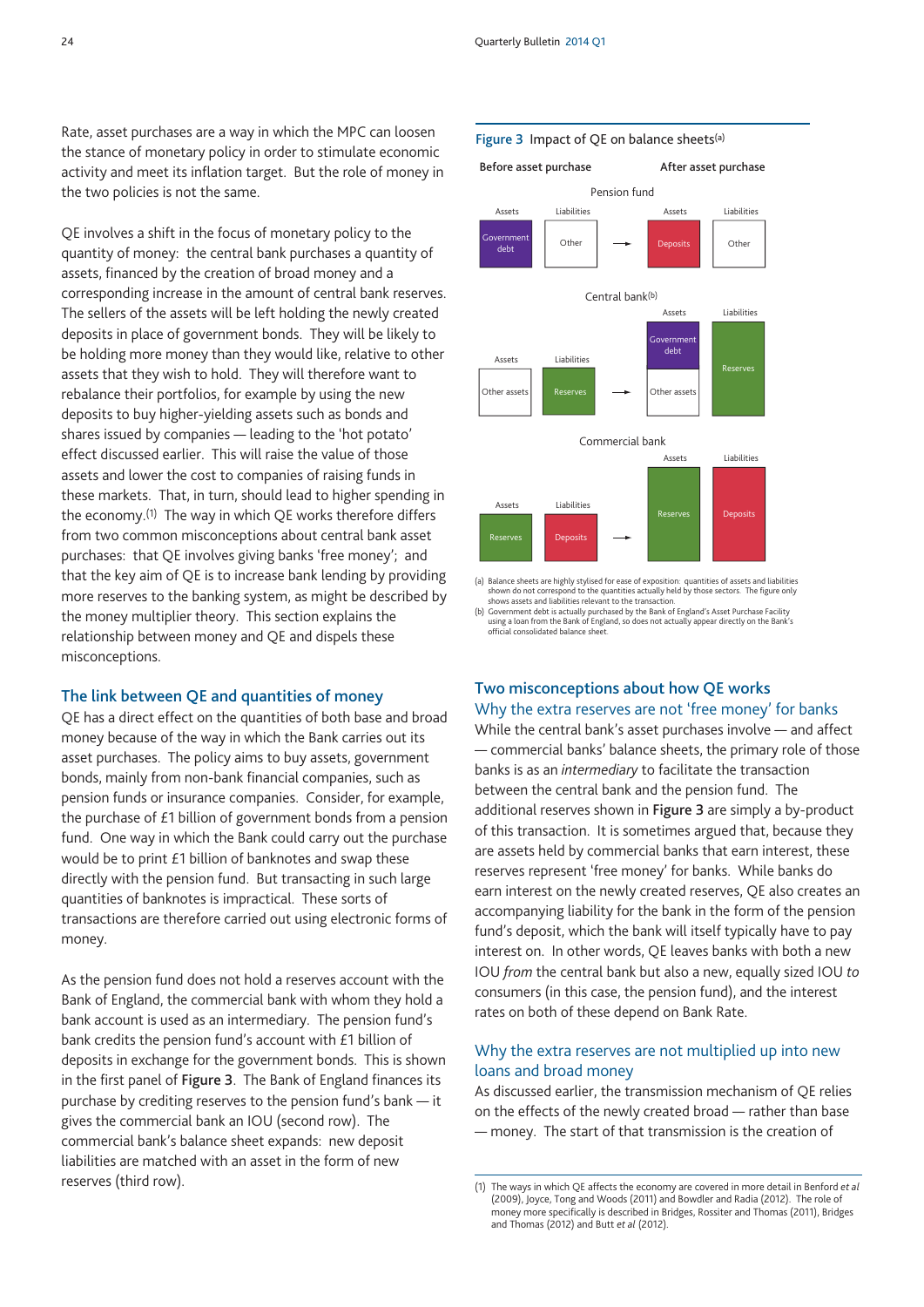Rate, asset purchases are a way in which the MPC can loosen the stance of monetary policy in order to stimulate economic activity and meet its inflation target. But the role of money in the two policies is not the same.

QE involves a shift in the focus of monetary policy to the quantity of money: the central bank purchases a quantity of assets, financed by the creation of broad money and a corresponding increase in the amount of central bank reserves. The sellers of the assets will be left holding the newly created deposits in place of government bonds. They will be likely to be holding more money than they would like, relative to other assets that they wish to hold. They will therefore want to rebalance their portfolios, for example by using the new deposits to buy higher-yielding assets such as bonds and shares issued by companies — leading to the 'hot potato' effect discussed earlier. This will raise the value of those assets and lower the cost to companies of raising funds in these markets. That, in turn, should lead to higher spending in the economy.[1] The way in which QE works therefore differs from two common misconceptions about central bank asset purchases: that QE involves giving banks 'free money'; and that the key aim of QE is to increase bank lending by providing more reserves to the banking system, as might be described by the money multiplier theory. This section explains the relationship between money and QE and dispels these misconceptions.

## The link between QE and quantities of money

QE has a direct effect on the quantities of both base and broad money because of the way in which the Bank carries out its asset purchases. The policy aims to buy assets, government bonds, mainly from non-bank financial companies, such as pension funds or insurance companies. Consider, for example, the purchase of £1 billion of government bonds from a pension fund. One way in which the Bank could carry out the purchase would be to print £1 billion of banknotes and swap these directly with the pension fund. But transacting in such large quantities of banknotes is impractical. These sorts of transactions are therefore carried out using electronic forms of money.

As the pension fund does not hold a reserves account with the Bank of England, the commercial bank with whom they hold a bank account is used as an intermediary. The pension fund's bank credits the pension fund's account with £1 billion of deposits in exchange for the government bonds. This is shown in the first panel of **Figure 3**. The Bank of England finances its purchase by crediting reserves to the pension fund's bank — it gives the commercial bank an IOU (second row). The commercial bank's balance sheet expands: new deposit liabilities are matched with an asset in the form of new reserves (third row).

**Figure 3** Impact of QE on balance sheets[(a)]

Before asset purchase → After asset purchase

Pension fund
- Before: Assets: Government debt; Liabilities: Other
- After: Assets: Deposits; Liabilities: Other

Central bank[(b)]
- Before: Assets: Other assets; Liabilities: Reserves
- After: Assets: Government debt, Other assets; Liabilities: Reserves

Commercial bank
- Before: Assets: Reserves; Liabilities: Deposits
- After: Assets: Reserves; Liabilities: Deposits

(a) Balance sheets are highly stylised for ease of exposition: quantities of assets and liabilities shown do not correspond to the quantities actually held by those sectors. The figure only shows assets and liabilities relevant to the transaction.
(b) Government debt is actually purchased by the Bank of England's Asset Purchase Facility using a loan from the Bank of England, so does not actually appear directly on the Bank's official consolidated balance sheet.

## Two misconceptions about how QE works

### Why the extra reserves are not 'free money' for banks

While the central bank's asset purchases involve — and affect — commercial banks' balance sheets, the primary role of those banks is as an *intermediary* to facilitate the transaction between the central bank and the pension fund. The additional reserves shown in **Figure 3** are simply a by-product of this transaction. It is sometimes argued that, because they are assets held by commercial banks that earn interest, these reserves represent 'free money' for banks. While banks do earn interest on the newly created reserves, QE also creates an accompanying liability for the bank in the form of the pension fund's deposit, which the bank will itself typically have to pay interest on. In other words, QE leaves banks with both a new IOU *from* the central bank but also a new, equally sized IOU *to* consumers (in this case, the pension fund), and the interest rates on both of these depend on Bank Rate.

### Why the extra reserves are not multiplied up into new loans and broad money

As discussed earlier, the transmission mechanism of QE relies on the effects of the newly created broad — rather than base — money. The start of that transmission is the creation of

(1) The ways in which QE affects the economy are covered in more detail in Benford *et al* (2009), Joyce, Tong and Woods (2011) and Bowdler and Radia (2012). The role of money more specifically is described in Bridges, Rossiter and Thomas (2011), Bridges and Thomas (2012) and Butt *et al* (2012).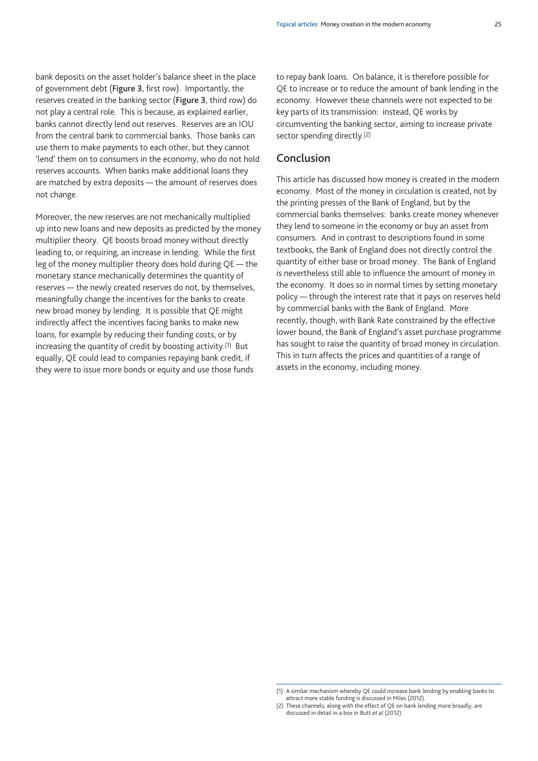bank deposits on the asset holder's balance sheet in the place of government debt (**Figure 3**, first row). Importantly, the reserves created in the banking sector (**Figure 3**, third row) do not play a central role. This is because, as explained earlier, banks cannot directly lend out reserves. Reserves are an IOU from the central bank to commercial banks. Those banks can use them to make payments to each other, but they cannot 'lend' them on to consumers in the economy, who do not hold reserves accounts. When banks make additional loans they are matched by extra deposits — the amount of reserves does not change.

Moreover, the new reserves are not mechanically multiplied up into new loans and new deposits as predicted by the money multiplier theory. QE boosts broad money without directly leading to, or requiring, an increase in lending. While the first leg of the money multiplier theory does hold during QE — the monetary stance mechanically determines the quantity of reserves — the newly created reserves do not, by themselves, meaningfully change the incentives for the banks to create new broad money by lending. It is possible that QE might indirectly affect the incentives facing banks to make new loans, for example by reducing their funding costs, or by increasing the quantity of credit by boosting activity.(1) But equally, QE could lead to companies repaying bank credit, if they were to issue more bonds or equity and use those funds to repay bank loans. On balance, it is therefore possible for QE to increase or to reduce the amount of bank lending in the economy. However these channels were not expected to be key parts of its transmission: instead, QE works by circumventing the banking sector, aiming to increase private sector spending directly.(2)

## Conclusion

This article has discussed how money is created in the modern economy. Most of the money in circulation is created, not by the printing presses of the Bank of England, but by the commercial banks themselves: banks create money whenever they lend to someone in the economy or buy an asset from consumers. And in contrast to descriptions found in some textbooks, the Bank of England does not directly control the quantity of either base or broad money. The Bank of England is nevertheless still able to influence the amount of money in the economy. It does so in normal times by setting monetary policy — through the interest rate that it pays on reserves held by commercial banks with the Bank of England. More recently, though, with Bank Rate constrained by the effective lower bound, the Bank of England's asset purchase programme has sought to raise the quantity of broad money in circulation. This in turn affects the prices and quantities of a range of assets in the economy, including money.

(1) A similar mechanism whereby QE could increase bank lending by enabling banks to attract more stable funding is discussed in Miles (2012).
(2) These channels, along with the effect of QE on bank lending more broadly, are discussed in detail in a box in Butt *et al* (2012).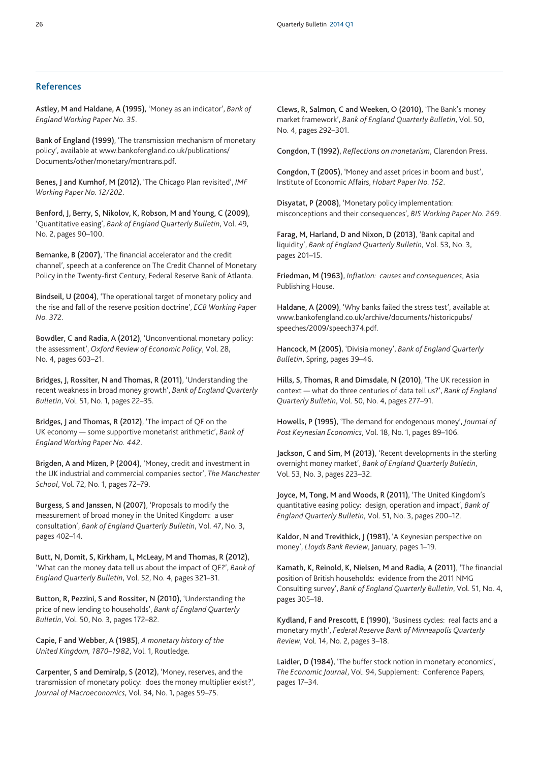## References

**Astley, M and Haldane, A (1995)**, 'Money as an indicator', *Bank of England Working Paper No. 35*.

**Bank of England (1999)**, 'The transmission mechanism of monetary policy', available at www.bankofengland.co.uk/publications/Documents/other/monetary/montrans.pdf.

**Benes, J and Kumhof, M (2012)**, 'The Chicago Plan revisited', *IMF Working Paper No. 12/202*.

**Benford, J, Berry, S, Nikolov, K, Robson, M and Young, C (2009)**, 'Quantitative easing', *Bank of England Quarterly Bulletin*, Vol. 49, No. 2, pages 90–100.

**Bernanke, B (2007)**, 'The financial accelerator and the credit channel', speech at a conference on The Credit Channel of Monetary Policy in the Twenty-first Century, Federal Reserve Bank of Atlanta.

**Bindseil, U (2004)**, 'The operational target of monetary policy and the rise and fall of the reserve position doctrine', *ECB Working Paper No. 372*.

**Bowdler, C and Radia, A (2012)**, 'Unconventional monetary policy: the assessment', *Oxford Review of Economic Policy*, Vol. 28, No. 4, pages 603–21.

**Bridges, J, Rossiter, N and Thomas, R (2011)**, 'Understanding the recent weakness in broad money growth', *Bank of England Quarterly Bulletin*, Vol. 51, No. 1, pages 22–35.

**Bridges, J and Thomas, R (2012)**, 'The impact of QE on the UK economy — some supportive monetarist arithmetic', *Bank of England Working Paper No. 442*.

**Brigden, A and Mizen, P (2004)**, 'Money, credit and investment in the UK industrial and commercial companies sector', *The Manchester School*, Vol. 72, No. 1, pages 72–79.

**Burgess, S and Janssen, N (2007)**, 'Proposals to modify the measurement of broad money in the United Kingdom: a user consultation', *Bank of England Quarterly Bulletin*, Vol. 47, No. 3, pages 402–14.

**Butt, N, Domit, S, Kirkham, L, McLeay, M and Thomas, R (2012)**, 'What can the money data tell us about the impact of QE?', *Bank of England Quarterly Bulletin*, Vol. 52, No. 4, pages 321–31.

**Button, R, Pezzini, S and Rossiter, N (2010)**, 'Understanding the price of new lending to households', *Bank of England Quarterly Bulletin*, Vol. 50, No. 3, pages 172–82.

**Capie, F and Webber, A (1985)**, *A monetary history of the United Kingdom, 1870–1982*, Vol. 1, Routledge.

**Carpenter, S and Demiralp, S (2012)**, 'Money, reserves, and the transmission of monetary policy: does the money multiplier exist?', *Journal of Macroeconomics*, Vol. 34, No. 1, pages 59–75.

**Clews, R, Salmon, C and Weeken, O (2010)**, 'The Bank's money market framework', *Bank of England Quarterly Bulletin*, Vol. 50, No. 4, pages 292–301.

**Congdon, T (1992)**, *Reflections on monetarism*, Clarendon Press.

**Congdon, T (2005)**, 'Money and asset prices in boom and bust', Institute of Economic Affairs, *Hobart Paper No. 152*.

**Disyatat, P (2008)**, 'Monetary policy implementation: misconceptions and their consequences', *BIS Working Paper No. 269*.

**Farag, M, Harland, D and Nixon, D (2013)**, 'Bank capital and liquidity', *Bank of England Quarterly Bulletin*, Vol. 53, No. 3, pages 201–15.

**Friedman, M (1963)**, *Inflation: causes and consequences*, Asia Publishing House.

**Haldane, A (2009)**, 'Why banks failed the stress test', available at www.bankofengland.co.uk/archive/documents/historicpubs/speeches/2009/speech374.pdf.

**Hancock, M (2005)**, 'Divisia money', *Bank of England Quarterly Bulletin*, Spring, pages 39–46.

**Hills, S, Thomas, R and Dimsdale, N (2010)**, 'The UK recession in context — what do three centuries of data tell us?', *Bank of England Quarterly Bulletin*, Vol. 50, No. 4, pages 277–91.

**Howells, P (1995)**, 'The demand for endogenous money', *Journal of Post Keynesian Economics*, Vol. 18, No. 1, pages 89–106.

**Jackson, C and Sim, M (2013)**, 'Recent developments in the sterling overnight money market', *Bank of England Quarterly Bulletin*, Vol. 53, No. 3, pages 223–32.

**Joyce, M, Tong, M and Woods, R (2011)**, 'The United Kingdom's quantitative easing policy: design, operation and impact', *Bank of England Quarterly Bulletin*, Vol. 51, No. 3, pages 200–12.

**Kaldor, N and Trevithick, J (1981)**, 'A Keynesian perspective on money', *Lloyds Bank Review*, January, pages 1–19.

**Kamath, K, Reinold, K, Nielsen, M and Radia, A (2011)**, 'The financial position of British households: evidence from the 2011 NMG Consulting survey', *Bank of England Quarterly Bulletin*, Vol. 51, No. 4, pages 305–18.

**Kydland, F and Prescott, E (1990)**, 'Business cycles: real facts and a monetary myth', *Federal Reserve Bank of Minneapolis Quarterly Review*, Vol. 14, No. 2, pages 3–18.

**Laidler, D (1984)**, 'The buffer stock notion in monetary economics', *The Economic Journal*, Vol. 94, Supplement: Conference Papers, pages 17–34.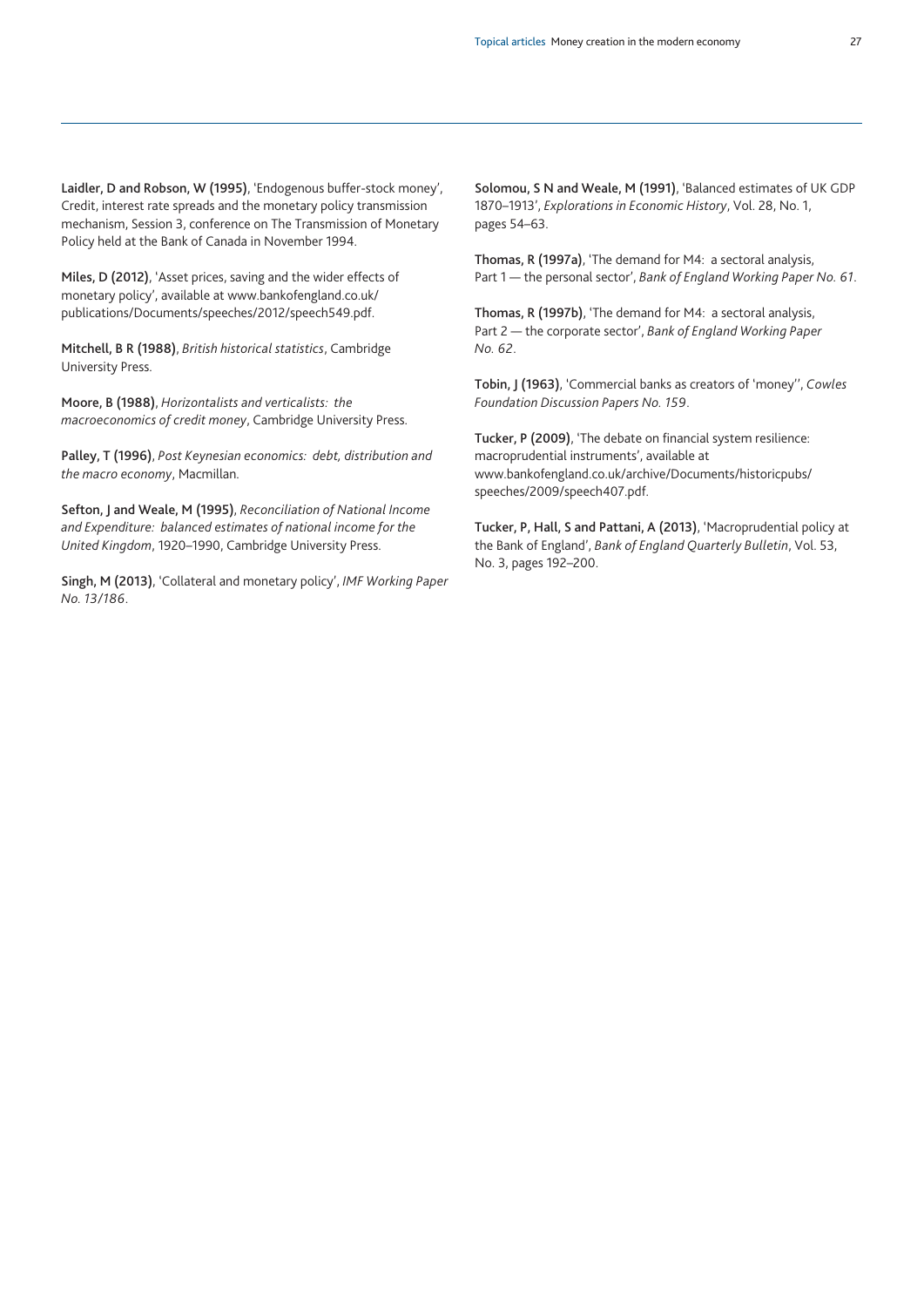**Laidler, D and Robson, W (1995)**, 'Endogenous buffer-stock money', Credit, interest rate spreads and the monetary policy transmission mechanism, Session 3, conference on The Transmission of Monetary Policy held at the Bank of Canada in November 1994.

**Miles, D (2012)**, 'Asset prices, saving and the wider effects of monetary policy', available at www.bankofengland.co.uk/publications/Documents/speeches/2012/speech549.pdf.

**Mitchell, B R (1988)**, *British historical statistics*, Cambridge University Press.

**Moore, B (1988)**, *Horizontalists and verticalists: the macroeconomics of credit money*, Cambridge University Press.

**Palley, T (1996)**, *Post Keynesian economics: debt, distribution and the macro economy*, Macmillan.

**Sefton, J and Weale, M (1995)**, *Reconciliation of National Income and Expenditure: balanced estimates of national income for the United Kingdom*, 1920–1990, Cambridge University Press.

**Singh, M (2013)**, 'Collateral and monetary policy', *IMF Working Paper No. 13/186*.

**Solomou, S N and Weale, M (1991)**, 'Balanced estimates of UK GDP 1870–1913', *Explorations in Economic History*, Vol. 28, No. 1, pages 54–63.

**Thomas, R (1997a)**, 'The demand for M4: a sectoral analysis, Part 1 — the personal sector', *Bank of England Working Paper No. 61*.

**Thomas, R (1997b)**, 'The demand for M4: a sectoral analysis, Part 2 — the corporate sector', *Bank of England Working Paper No. 62*.

**Tobin, J (1963)**, 'Commercial banks as creators of 'money'', *Cowles Foundation Discussion Papers No. 159*.

**Tucker, P (2009)**, 'The debate on financial system resilience: macroprudential instruments', available at www.bankofengland.co.uk/archive/Documents/historicpubs/speeches/2009/speech407.pdf.

**Tucker, P, Hall, S and Pattani, A (2013)**, 'Macroprudential policy at the Bank of England', *Bank of England Quarterly Bulletin*, Vol. 53, No. 3, pages 192–200.